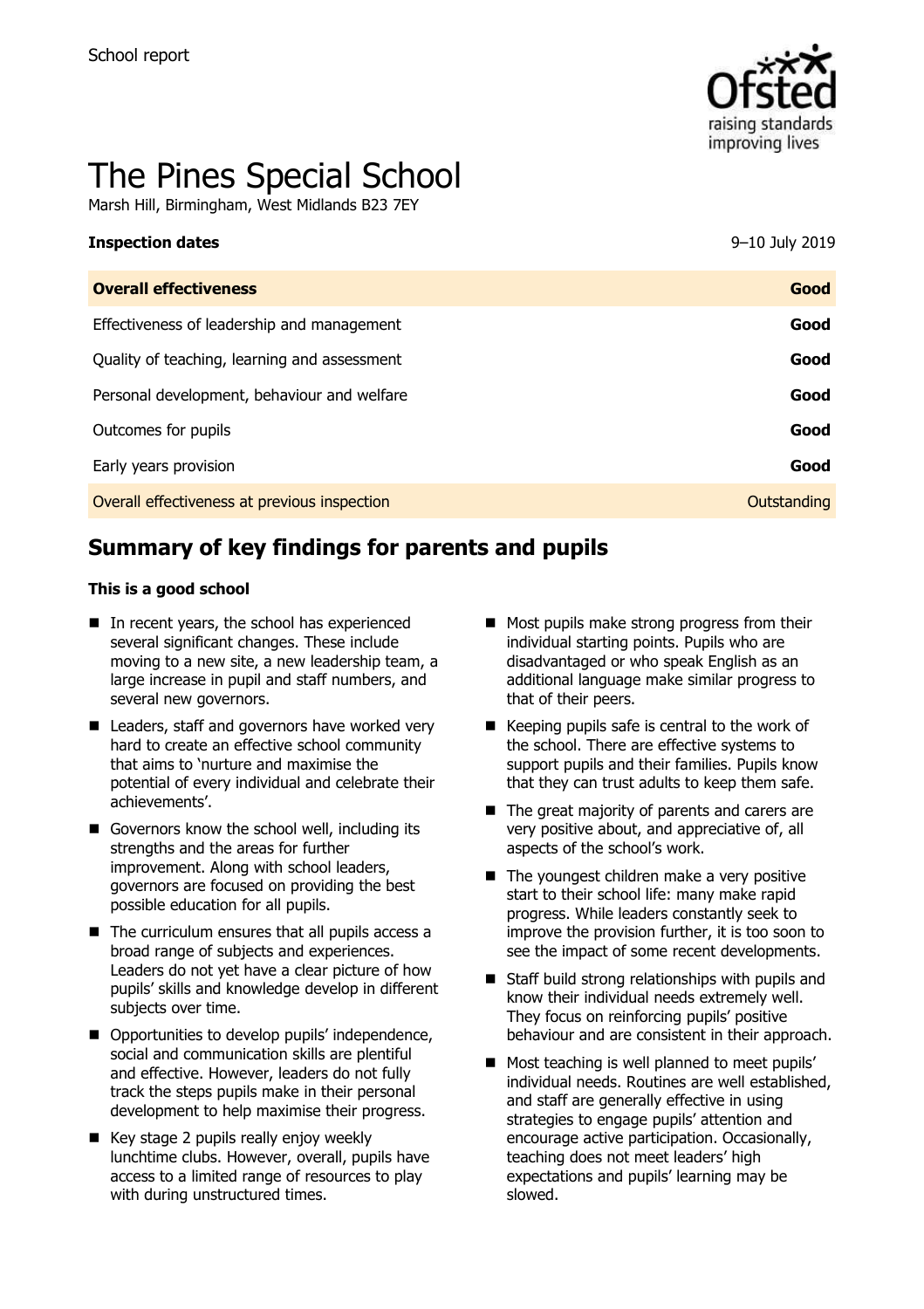School report

# The Pines Special School

Marsh Hill, Birmingham, West Midlands B23 7EY

| **Inspection dates** | 9–10 July 2019 |
|---|---|
| **Overall effectiveness** | **Good** |
| Effectiveness of leadership and management | **Good** |
| Quality of teaching, learning and assessment | **Good** |
| Personal development, behaviour and welfare | **Good** |
| Outcomes for pupils | **Good** |
| Early years provision | **Good** |
| Overall effectiveness at previous inspection | Outstanding |

## Summary of key findings for parents and pupils

**This is a good school**

- In recent years, the school has experienced several significant changes. These include moving to a new site, a new leadership team, a large increase in pupil and staff numbers, and several new governors.
- Leaders, staff and governors have worked very hard to create an effective school community that aims to 'nurture and maximise the potential of every individual and celebrate their achievements'.
- Governors know the school well, including its strengths and the areas for further improvement. Along with school leaders, governors are focused on providing the best possible education for all pupils.
- The curriculum ensures that all pupils access a broad range of subjects and experiences. Leaders do not yet have a clear picture of how pupils' skills and knowledge develop in different subjects over time.
- Opportunities to develop pupils' independence, social and communication skills are plentiful and effective. However, leaders do not fully track the steps pupils make in their personal development to help maximise their progress.
- Key stage 2 pupils really enjoy weekly lunchtime clubs. However, overall, pupils have access to a limited range of resources to play with during unstructured times.
- Most pupils make strong progress from their individual starting points. Pupils who are disadvantaged or who speak English as an additional language make similar progress to that of their peers.
- Keeping pupils safe is central to the work of the school. There are effective systems to support pupils and their families. Pupils know that they can trust adults to keep them safe.
- The great majority of parents and carers are very positive about, and appreciative of, all aspects of the school's work.
- The youngest children make a very positive start to their school life: many make rapid progress. While leaders constantly seek to improve the provision further, it is too soon to see the impact of some recent developments.
- Staff build strong relationships with pupils and know their individual needs extremely well. They focus on reinforcing pupils' positive behaviour and are consistent in their approach.
- Most teaching is well planned to meet pupils' individual needs. Routines are well established, and staff are generally effective in using strategies to engage pupils' attention and encourage active participation. Occasionally, teaching does not meet leaders' high expectations and pupils' learning may be slowed.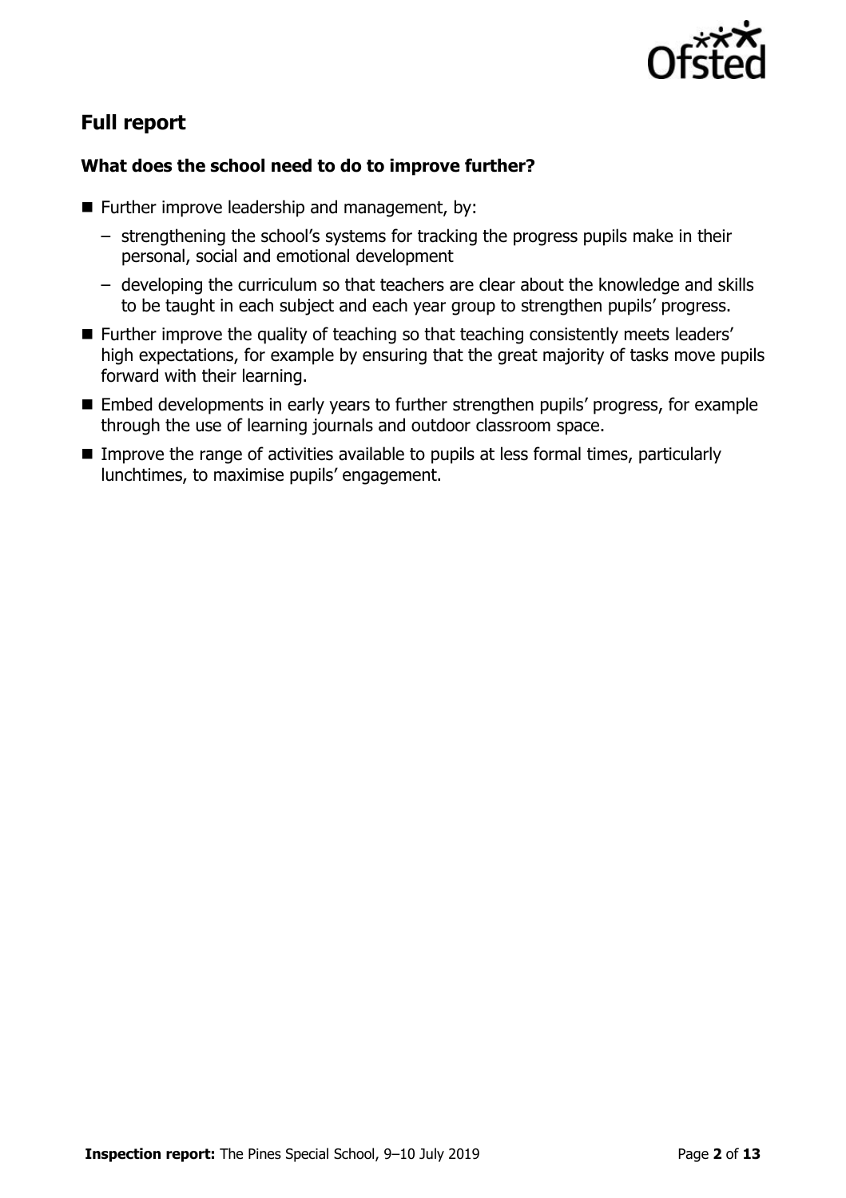## Full report

### What does the school need to do to improve further?

- Further improve leadership and management, by:
  - strengthening the school's systems for tracking the progress pupils make in their personal, social and emotional development
  - developing the curriculum so that teachers are clear about the knowledge and skills to be taught in each subject and each year group to strengthen pupils' progress.
- Further improve the quality of teaching so that teaching consistently meets leaders' high expectations, for example by ensuring that the great majority of tasks move pupils forward with their learning.
- Embed developments in early years to further strengthen pupils' progress, for example through the use of learning journals and outdoor classroom space.
- Improve the range of activities available to pupils at less formal times, particularly lunchtimes, to maximise pupils' engagement.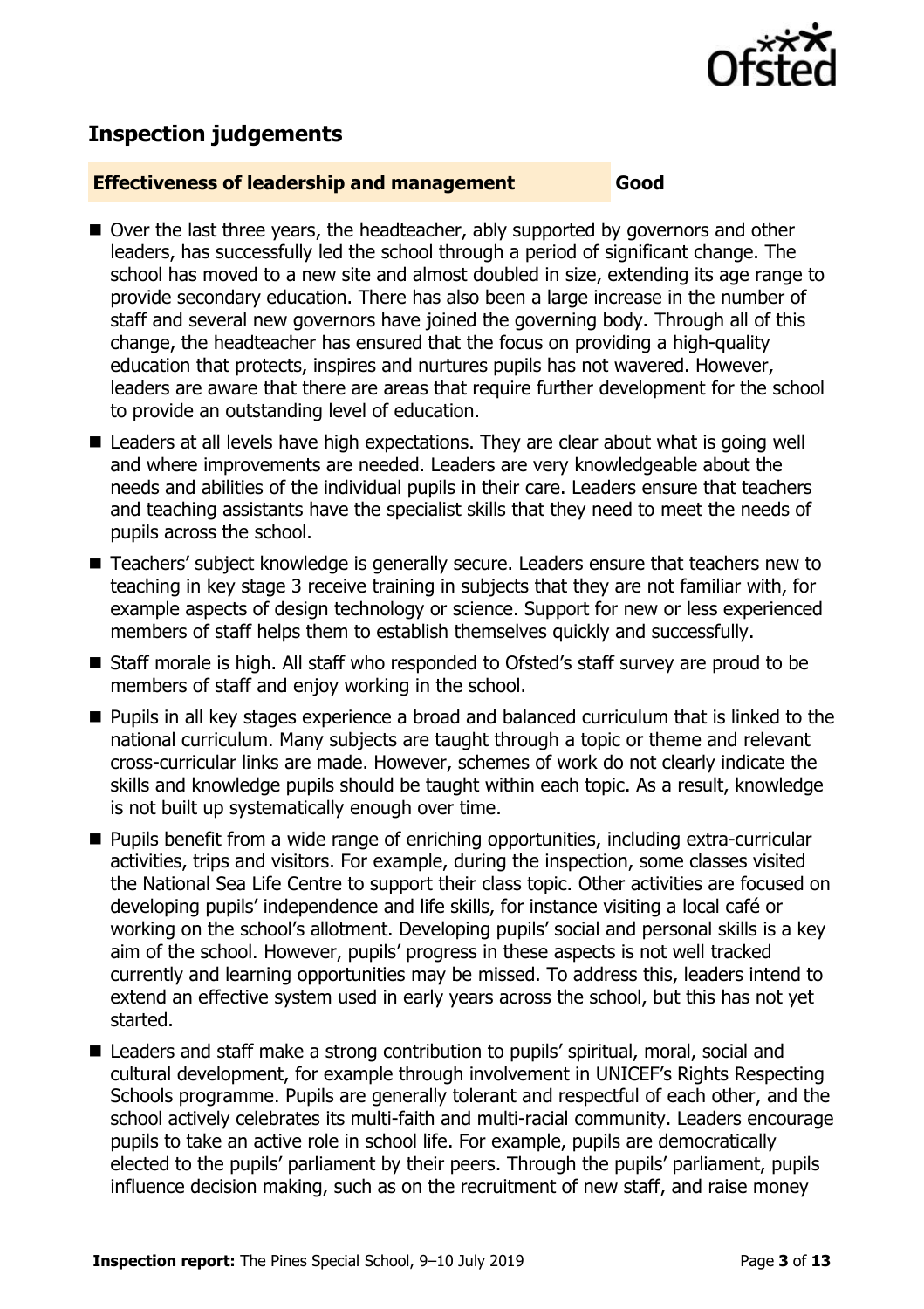## Inspection judgements

**Effectiveness of leadership and management** **Good**

- Over the last three years, the headteacher, ably supported by governors and other leaders, has successfully led the school through a period of significant change. The school has moved to a new site and almost doubled in size, extending its age range to provide secondary education. There has also been a large increase in the number of staff and several new governors have joined the governing body. Through all of this change, the headteacher has ensured that the focus on providing a high-quality education that protects, inspires and nurtures pupils has not wavered. However, leaders are aware that there are areas that require further development for the school to provide an outstanding level of education.
- Leaders at all levels have high expectations. They are clear about what is going well and where improvements are needed. Leaders are very knowledgeable about the needs and abilities of the individual pupils in their care. Leaders ensure that teachers and teaching assistants have the specialist skills that they need to meet the needs of pupils across the school.
- Teachers' subject knowledge is generally secure. Leaders ensure that teachers new to teaching in key stage 3 receive training in subjects that they are not familiar with, for example aspects of design technology or science. Support for new or less experienced members of staff helps them to establish themselves quickly and successfully.
- Staff morale is high. All staff who responded to Ofsted's staff survey are proud to be members of staff and enjoy working in the school.
- Pupils in all key stages experience a broad and balanced curriculum that is linked to the national curriculum. Many subjects are taught through a topic or theme and relevant cross-curricular links are made. However, schemes of work do not clearly indicate the skills and knowledge pupils should be taught within each topic. As a result, knowledge is not built up systematically enough over time.
- Pupils benefit from a wide range of enriching opportunities, including extra-curricular activities, trips and visitors. For example, during the inspection, some classes visited the National Sea Life Centre to support their class topic. Other activities are focused on developing pupils' independence and life skills, for instance visiting a local café or working on the school's allotment. Developing pupils' social and personal skills is a key aim of the school. However, pupils' progress in these aspects is not well tracked currently and learning opportunities may be missed. To address this, leaders intend to extend an effective system used in early years across the school, but this has not yet started.
- Leaders and staff make a strong contribution to pupils' spiritual, moral, social and cultural development, for example through involvement in UNICEF's Rights Respecting Schools programme. Pupils are generally tolerant and respectful of each other, and the school actively celebrates its multi-faith and multi-racial community. Leaders encourage pupils to take an active role in school life. For example, pupils are democratically elected to the pupils' parliament by their peers. Through the pupils' parliament, pupils influence decision making, such as on the recruitment of new staff, and raise money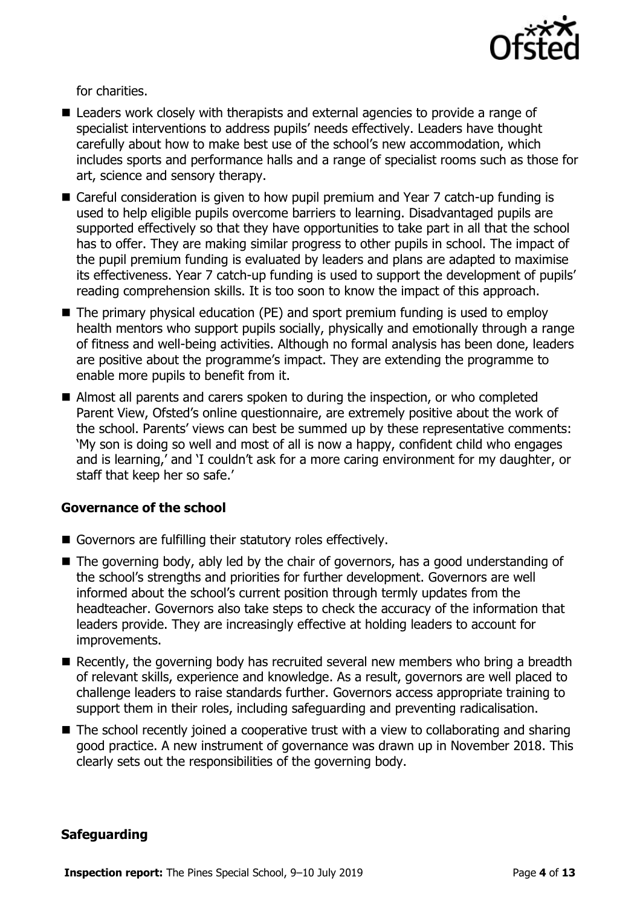for charities.

- Leaders work closely with therapists and external agencies to provide a range of specialist interventions to address pupils' needs effectively. Leaders have thought carefully about how to make best use of the school's new accommodation, which includes sports and performance halls and a range of specialist rooms such as those for art, science and sensory therapy.
- Careful consideration is given to how pupil premium and Year 7 catch-up funding is used to help eligible pupils overcome barriers to learning. Disadvantaged pupils are supported effectively so that they have opportunities to take part in all that the school has to offer. They are making similar progress to other pupils in school. The impact of the pupil premium funding is evaluated by leaders and plans are adapted to maximise its effectiveness. Year 7 catch-up funding is used to support the development of pupils' reading comprehension skills. It is too soon to know the impact of this approach.
- The primary physical education (PE) and sport premium funding is used to employ health mentors who support pupils socially, physically and emotionally through a range of fitness and well-being activities. Although no formal analysis has been done, leaders are positive about the programme's impact. They are extending the programme to enable more pupils to benefit from it.
- Almost all parents and carers spoken to during the inspection, or who completed Parent View, Ofsted's online questionnaire, are extremely positive about the work of the school. Parents' views can best be summed up by these representative comments: 'My son is doing so well and most of all is now a happy, confident child who engages and is learning,' and 'I couldn't ask for a more caring environment for my daughter, or staff that keep her so safe.'

### Governance of the school

- Governors are fulfilling their statutory roles effectively.
- The governing body, ably led by the chair of governors, has a good understanding of the school's strengths and priorities for further development. Governors are well informed about the school's current position through termly updates from the headteacher. Governors also take steps to check the accuracy of the information that leaders provide. They are increasingly effective at holding leaders to account for improvements.
- Recently, the governing body has recruited several new members who bring a breadth of relevant skills, experience and knowledge. As a result, governors are well placed to challenge leaders to raise standards further. Governors access appropriate training to support them in their roles, including safeguarding and preventing radicalisation.
- The school recently joined a cooperative trust with a view to collaborating and sharing good practice. A new instrument of governance was drawn up in November 2018. This clearly sets out the responsibilities of the governing body.

### Safeguarding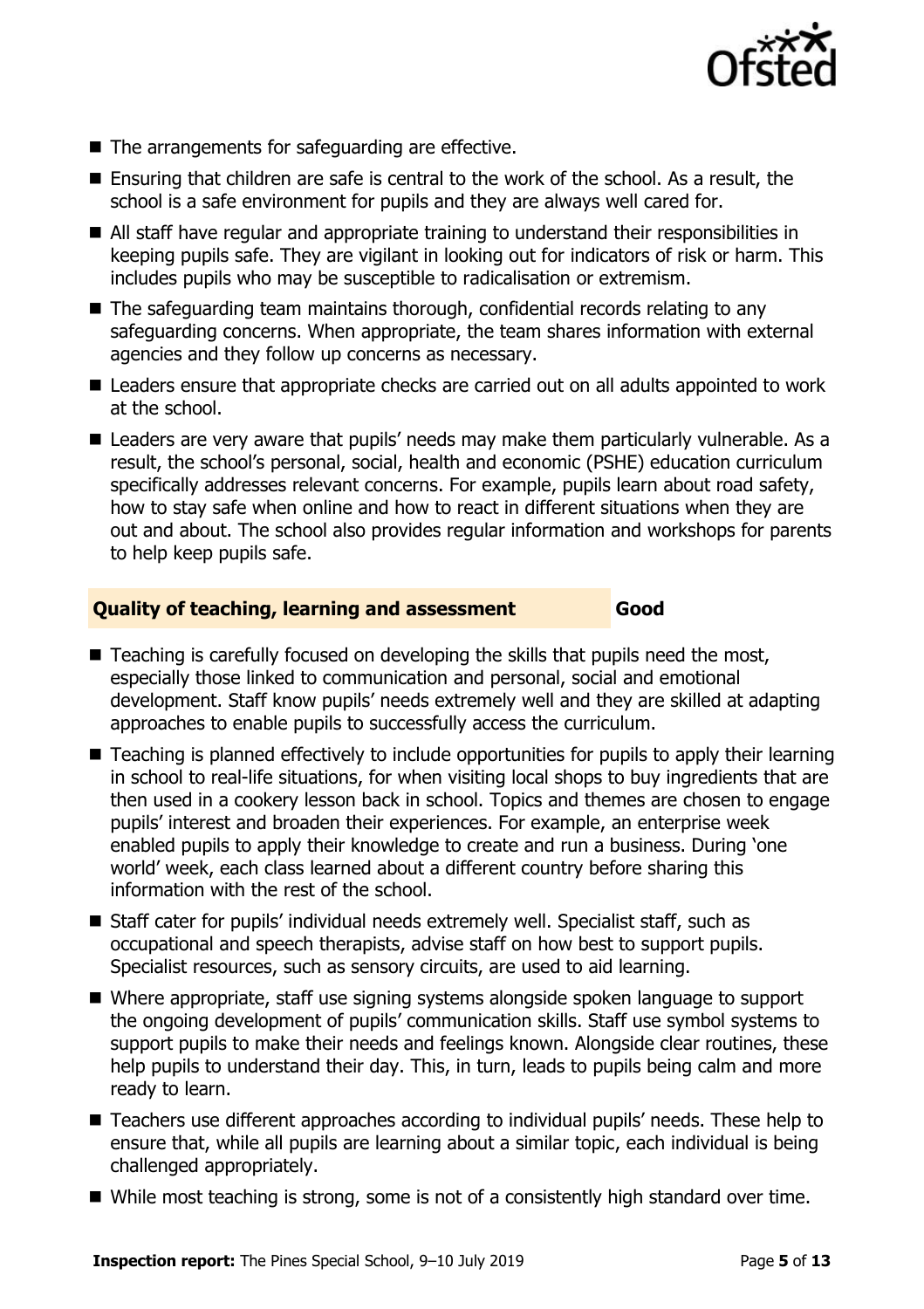- The arrangements for safeguarding are effective.
- Ensuring that children are safe is central to the work of the school. As a result, the school is a safe environment for pupils and they are always well cared for.
- All staff have regular and appropriate training to understand their responsibilities in keeping pupils safe. They are vigilant in looking out for indicators of risk or harm. This includes pupils who may be susceptible to radicalisation or extremism.
- The safeguarding team maintains thorough, confidential records relating to any safeguarding concerns. When appropriate, the team shares information with external agencies and they follow up concerns as necessary.
- Leaders ensure that appropriate checks are carried out on all adults appointed to work at the school.
- Leaders are very aware that pupils' needs may make them particularly vulnerable. As a result, the school's personal, social, health and economic (PSHE) education curriculum specifically addresses relevant concerns. For example, pupils learn about road safety, how to stay safe when online and how to react in different situations when they are out and about. The school also provides regular information and workshops for parents to help keep pupils safe.

## Quality of teaching, learning and assessment — Good

- Teaching is carefully focused on developing the skills that pupils need the most, especially those linked to communication and personal, social and emotional development. Staff know pupils' needs extremely well and they are skilled at adapting approaches to enable pupils to successfully access the curriculum.
- Teaching is planned effectively to include opportunities for pupils to apply their learning in school to real-life situations, for when visiting local shops to buy ingredients that are then used in a cookery lesson back in school. Topics and themes are chosen to engage pupils' interest and broaden their experiences. For example, an enterprise week enabled pupils to apply their knowledge to create and run a business. During 'one world' week, each class learned about a different country before sharing this information with the rest of the school.
- Staff cater for pupils' individual needs extremely well. Specialist staff, such as occupational and speech therapists, advise staff on how best to support pupils. Specialist resources, such as sensory circuits, are used to aid learning.
- Where appropriate, staff use signing systems alongside spoken language to support the ongoing development of pupils' communication skills. Staff use symbol systems to support pupils to make their needs and feelings known. Alongside clear routines, these help pupils to understand their day. This, in turn, leads to pupils being calm and more ready to learn.
- Teachers use different approaches according to individual pupils' needs. These help to ensure that, while all pupils are learning about a similar topic, each individual is being challenged appropriately.
- While most teaching is strong, some is not of a consistently high standard over time.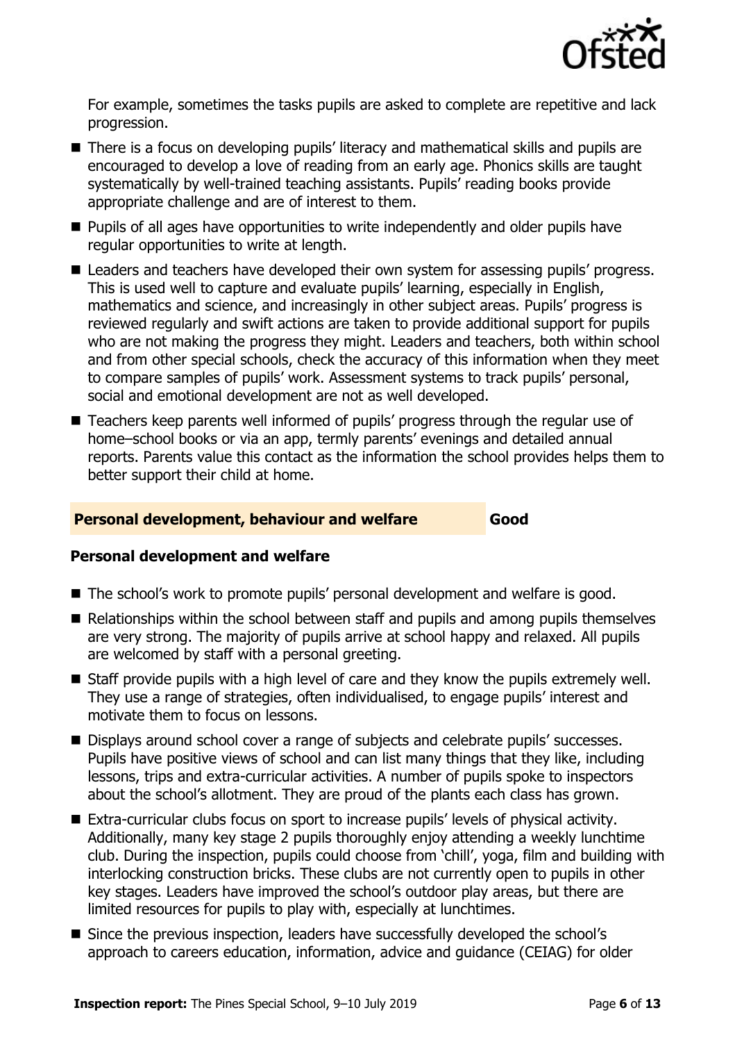For example, sometimes the tasks pupils are asked to complete are repetitive and lack progression.

- There is a focus on developing pupils' literacy and mathematical skills and pupils are encouraged to develop a love of reading from an early age. Phonics skills are taught systematically by well-trained teaching assistants. Pupils' reading books provide appropriate challenge and are of interest to them.
- Pupils of all ages have opportunities to write independently and older pupils have regular opportunities to write at length.
- Leaders and teachers have developed their own system for assessing pupils' progress. This is used well to capture and evaluate pupils' learning, especially in English, mathematics and science, and increasingly in other subject areas. Pupils' progress is reviewed regularly and swift actions are taken to provide additional support for pupils who are not making the progress they might. Leaders and teachers, both within school and from other special schools, check the accuracy of this information when they meet to compare samples of pupils' work. Assessment systems to track pupils' personal, social and emotional development are not as well developed.
- Teachers keep parents well informed of pupils' progress through the regular use of home–school books or via an app, termly parents' evenings and detailed annual reports. Parents value this contact as the information the school provides helps them to better support their child at home.

## Personal development, behaviour and welfare — Good

### Personal development and welfare

- The school's work to promote pupils' personal development and welfare is good.
- Relationships within the school between staff and pupils and among pupils themselves are very strong. The majority of pupils arrive at school happy and relaxed. All pupils are welcomed by staff with a personal greeting.
- Staff provide pupils with a high level of care and they know the pupils extremely well. They use a range of strategies, often individualised, to engage pupils' interest and motivate them to focus on lessons.
- Displays around school cover a range of subjects and celebrate pupils' successes. Pupils have positive views of school and can list many things that they like, including lessons, trips and extra-curricular activities. A number of pupils spoke to inspectors about the school's allotment. They are proud of the plants each class has grown.
- Extra-curricular clubs focus on sport to increase pupils' levels of physical activity. Additionally, many key stage 2 pupils thoroughly enjoy attending a weekly lunchtime club. During the inspection, pupils could choose from 'chill', yoga, film and building with interlocking construction bricks. These clubs are not currently open to pupils in other key stages. Leaders have improved the school's outdoor play areas, but there are limited resources for pupils to play with, especially at lunchtimes.
- Since the previous inspection, leaders have successfully developed the school's approach to careers education, information, advice and guidance (CEIAG) for older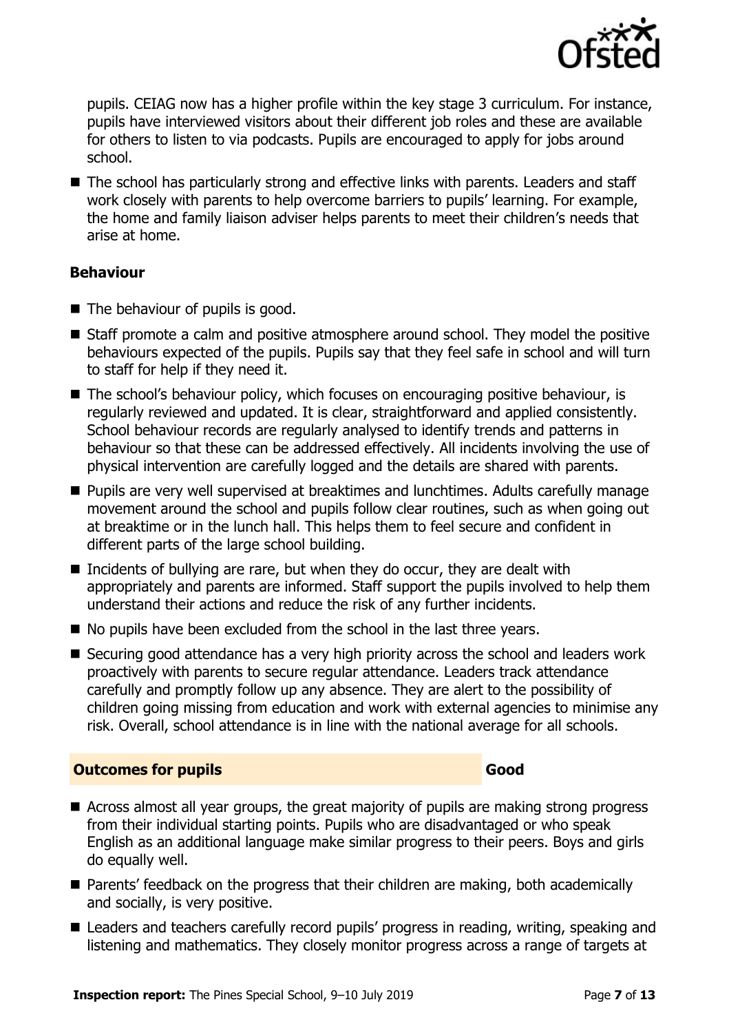pupils. CEIAG now has a higher profile within the key stage 3 curriculum. For instance, pupils have interviewed visitors about their different job roles and these are available for others to listen to via podcasts. Pupils are encouraged to apply for jobs around school.

- The school has particularly strong and effective links with parents. Leaders and staff work closely with parents to help overcome barriers to pupils' learning. For example, the home and family liaison adviser helps parents to meet their children's needs that arise at home.

### Behaviour

- The behaviour of pupils is good.
- Staff promote a calm and positive atmosphere around school. They model the positive behaviours expected of the pupils. Pupils say that they feel safe in school and will turn to staff for help if they need it.
- The school's behaviour policy, which focuses on encouraging positive behaviour, is regularly reviewed and updated. It is clear, straightforward and applied consistently. School behaviour records are regularly analysed to identify trends and patterns in behaviour so that these can be addressed effectively. All incidents involving the use of physical intervention are carefully logged and the details are shared with parents.
- Pupils are very well supervised at breaktimes and lunchtimes. Adults carefully manage movement around the school and pupils follow clear routines, such as when going out at breaktime or in the lunch hall. This helps them to feel secure and confident in different parts of the large school building.
- Incidents of bullying are rare, but when they do occur, they are dealt with appropriately and parents are informed. Staff support the pupils involved to help them understand their actions and reduce the risk of any further incidents.
- No pupils have been excluded from the school in the last three years.
- Securing good attendance has a very high priority across the school and leaders work proactively with parents to secure regular attendance. Leaders track attendance carefully and promptly follow up any absence. They are alert to the possibility of children going missing from education and work with external agencies to minimise any risk. Overall, school attendance is in line with the national average for all schools.

## Outcomes for pupils — Good

- Across almost all year groups, the great majority of pupils are making strong progress from their individual starting points. Pupils who are disadvantaged or who speak English as an additional language make similar progress to their peers. Boys and girls do equally well.
- Parents' feedback on the progress that their children are making, both academically and socially, is very positive.
- Leaders and teachers carefully record pupils' progress in reading, writing, speaking and listening and mathematics. They closely monitor progress across a range of targets at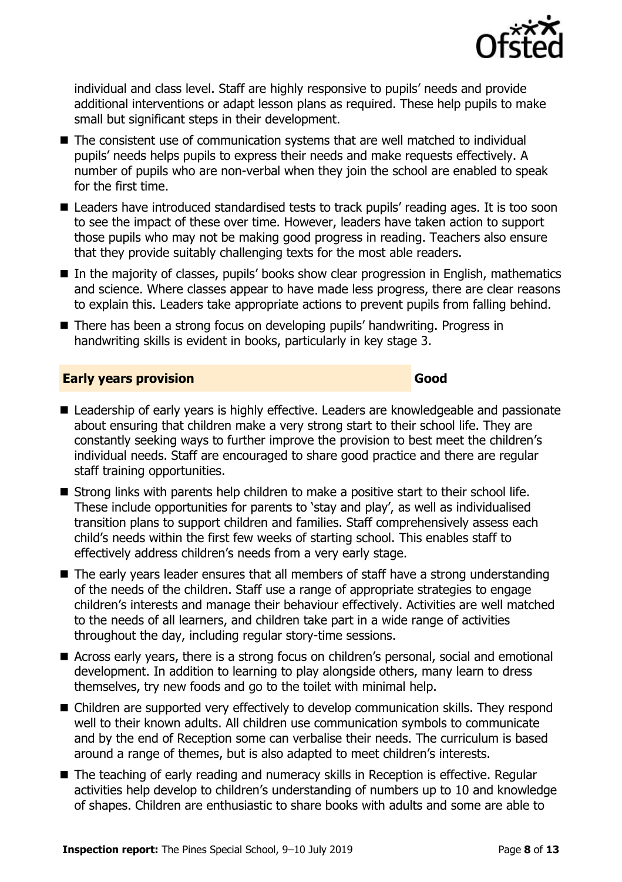individual and class level. Staff are highly responsive to pupils' needs and provide additional interventions or adapt lesson plans as required. These help pupils to make small but significant steps in their development.

- The consistent use of communication systems that are well matched to individual pupils' needs helps pupils to express their needs and make requests effectively. A number of pupils who are non-verbal when they join the school are enabled to speak for the first time.
- Leaders have introduced standardised tests to track pupils' reading ages. It is too soon to see the impact of these over time. However, leaders have taken action to support those pupils who may not be making good progress in reading. Teachers also ensure that they provide suitably challenging texts for the most able readers.
- In the majority of classes, pupils' books show clear progression in English, mathematics and science. Where classes appear to have made less progress, there are clear reasons to explain this. Leaders take appropriate actions to prevent pupils from falling behind.
- There has been a strong focus on developing pupils' handwriting. Progress in handwriting skills is evident in books, particularly in key stage 3.

## Early years provision — Good

- Leadership of early years is highly effective. Leaders are knowledgeable and passionate about ensuring that children make a very strong start to their school life. They are constantly seeking ways to further improve the provision to best meet the children's individual needs. Staff are encouraged to share good practice and there are regular staff training opportunities.
- Strong links with parents help children to make a positive start to their school life. These include opportunities for parents to 'stay and play', as well as individualised transition plans to support children and families. Staff comprehensively assess each child's needs within the first few weeks of starting school. This enables staff to effectively address children's needs from a very early stage.
- The early years leader ensures that all members of staff have a strong understanding of the needs of the children. Staff use a range of appropriate strategies to engage children's interests and manage their behaviour effectively. Activities are well matched to the needs of all learners, and children take part in a wide range of activities throughout the day, including regular story-time sessions.
- Across early years, there is a strong focus on children's personal, social and emotional development. In addition to learning to play alongside others, many learn to dress themselves, try new foods and go to the toilet with minimal help.
- Children are supported very effectively to develop communication skills. They respond well to their known adults. All children use communication symbols to communicate and by the end of Reception some can verbalise their needs. The curriculum is based around a range of themes, but is also adapted to meet children's interests.
- The teaching of early reading and numeracy skills in Reception is effective. Regular activities help develop to children's understanding of numbers up to 10 and knowledge of shapes. Children are enthusiastic to share books with adults and some are able to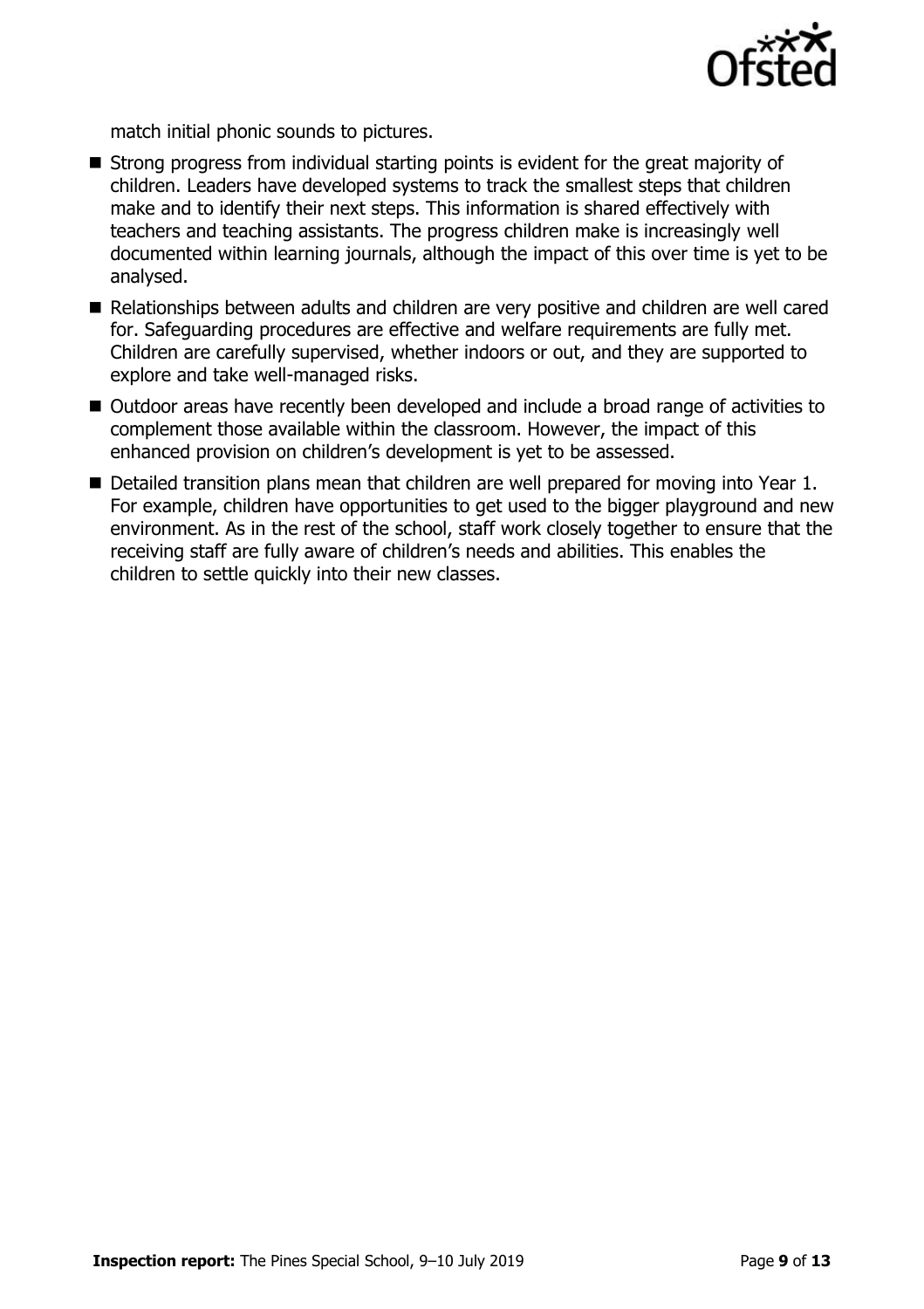match initial phonic sounds to pictures.

- Strong progress from individual starting points is evident for the great majority of children. Leaders have developed systems to track the smallest steps that children make and to identify their next steps. This information is shared effectively with teachers and teaching assistants. The progress children make is increasingly well documented within learning journals, although the impact of this over time is yet to be analysed.
- Relationships between adults and children are very positive and children are well cared for. Safeguarding procedures are effective and welfare requirements are fully met. Children are carefully supervised, whether indoors or out, and they are supported to explore and take well-managed risks.
- Outdoor areas have recently been developed and include a broad range of activities to complement those available within the classroom. However, the impact of this enhanced provision on children's development is yet to be assessed.
- Detailed transition plans mean that children are well prepared for moving into Year 1. For example, children have opportunities to get used to the bigger playground and new environment. As in the rest of the school, staff work closely together to ensure that the receiving staff are fully aware of children's needs and abilities. This enables the children to settle quickly into their new classes.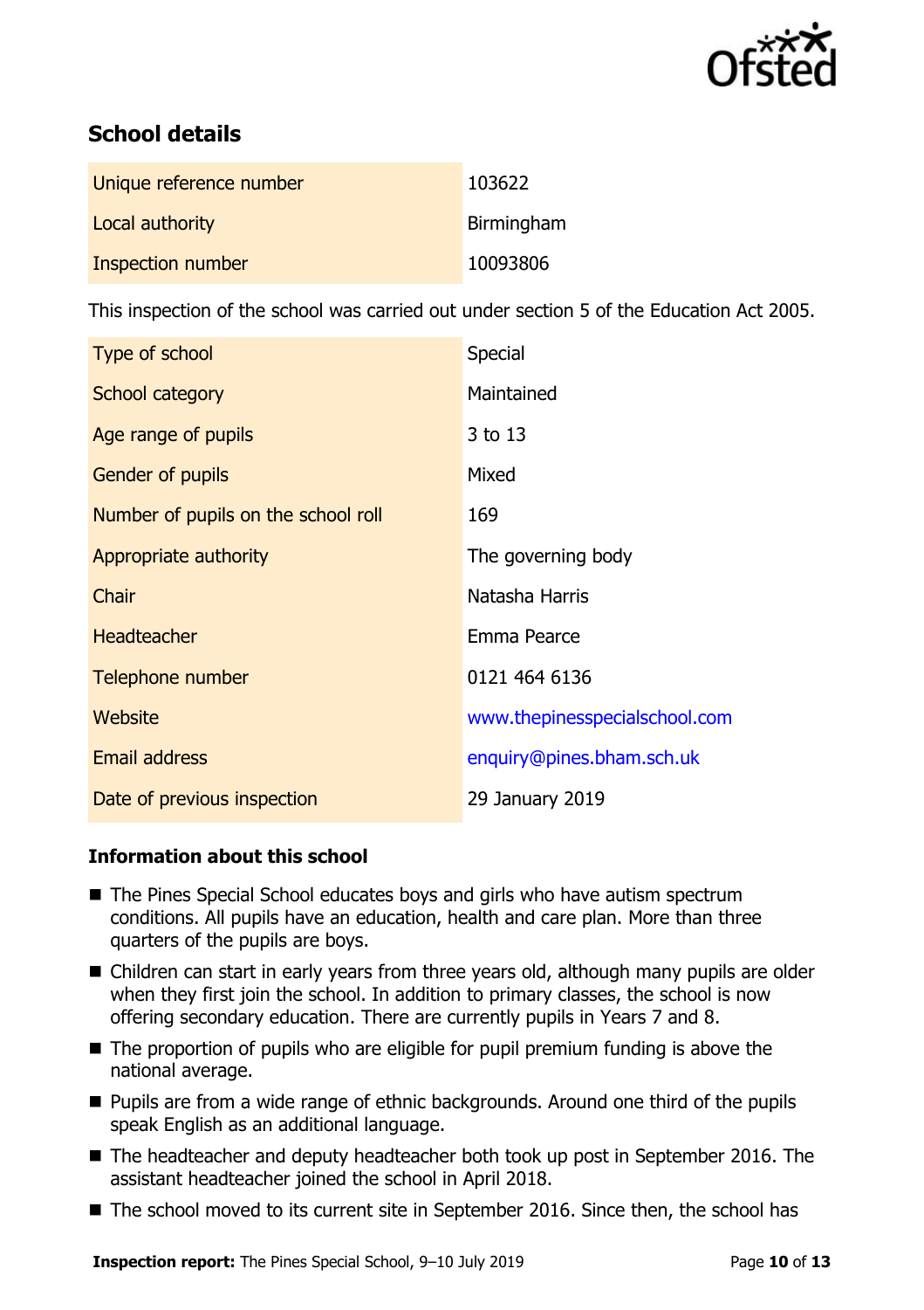## School details

| | |
|---|---|
| Unique reference number | 103622 |
| Local authority | Birmingham |
| Inspection number | 10093806 |

This inspection of the school was carried out under section 5 of the Education Act 2005.

| | |
|---|---|
| Type of school | Special |
| School category | Maintained |
| Age range of pupils | 3 to 13 |
| Gender of pupils | Mixed |
| Number of pupils on the school roll | 169 |
| Appropriate authority | The governing body |
| Chair | Natasha Harris |
| Headteacher | Emma Pearce |
| Telephone number | 0121 464 6136 |
| Website | www.thepinesspecialschool.com |
| Email address | enquiry@pines.bham.sch.uk |
| Date of previous inspection | 29 January 2019 |

### Information about this school

- The Pines Special School educates boys and girls who have autism spectrum conditions. All pupils have an education, health and care plan. More than three quarters of the pupils are boys.
- Children can start in early years from three years old, although many pupils are older when they first join the school. In addition to primary classes, the school is now offering secondary education. There are currently pupils in Years 7 and 8.
- The proportion of pupils who are eligible for pupil premium funding is above the national average.
- Pupils are from a wide range of ethnic backgrounds. Around one third of the pupils speak English as an additional language.
- The headteacher and deputy headteacher both took up post in September 2016. The assistant headteacher joined the school in April 2018.
- The school moved to its current site in September 2016. Since then, the school has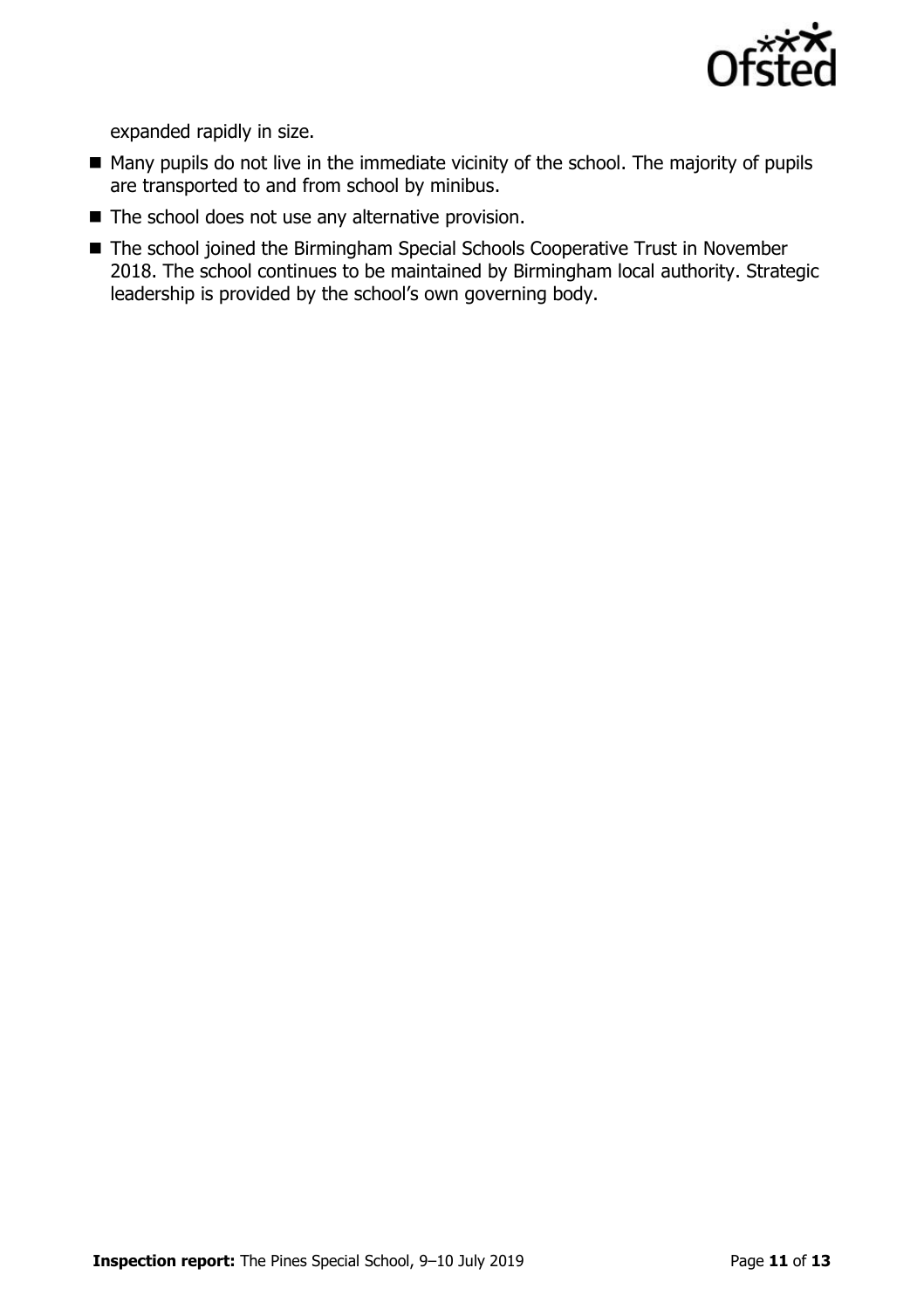expanded rapidly in size.

- Many pupils do not live in the immediate vicinity of the school. The majority of pupils are transported to and from school by minibus.
- The school does not use any alternative provision.
- The school joined the Birmingham Special Schools Cooperative Trust in November 2018. The school continues to be maintained by Birmingham local authority. Strategic leadership is provided by the school's own governing body.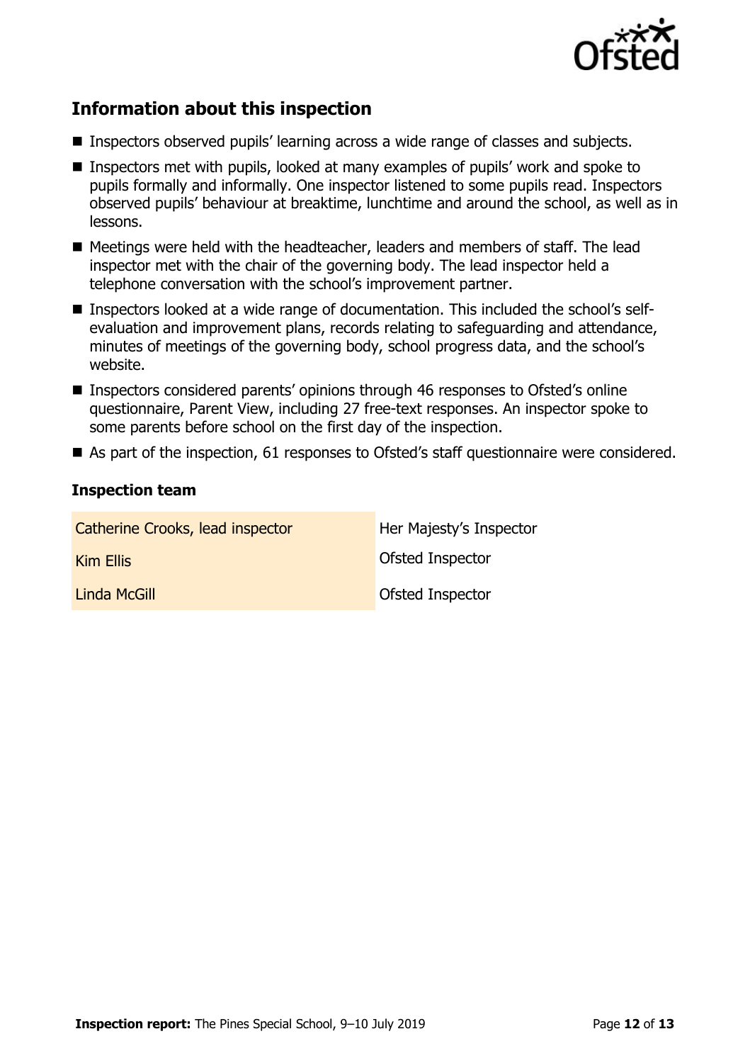## Information about this inspection

- Inspectors observed pupils' learning across a wide range of classes and subjects.
- Inspectors met with pupils, looked at many examples of pupils' work and spoke to pupils formally and informally. One inspector listened to some pupils read. Inspectors observed pupils' behaviour at breaktime, lunchtime and around the school, as well as in lessons.
- Meetings were held with the headteacher, leaders and members of staff. The lead inspector met with the chair of the governing body. The lead inspector held a telephone conversation with the school's improvement partner.
- Inspectors looked at a wide range of documentation. This included the school's self-evaluation and improvement plans, records relating to safeguarding and attendance, minutes of meetings of the governing body, school progress data, and the school's website.
- Inspectors considered parents' opinions through 46 responses to Ofsted's online questionnaire, Parent View, including 27 free-text responses. An inspector spoke to some parents before school on the first day of the inspection.
- As part of the inspection, 61 responses to Ofsted's staff questionnaire were considered.

### Inspection team

| | |
|---|---|
| Catherine Crooks, lead inspector | Her Majesty's Inspector |
| Kim Ellis | Ofsted Inspector |
| Linda McGill | Ofsted Inspector |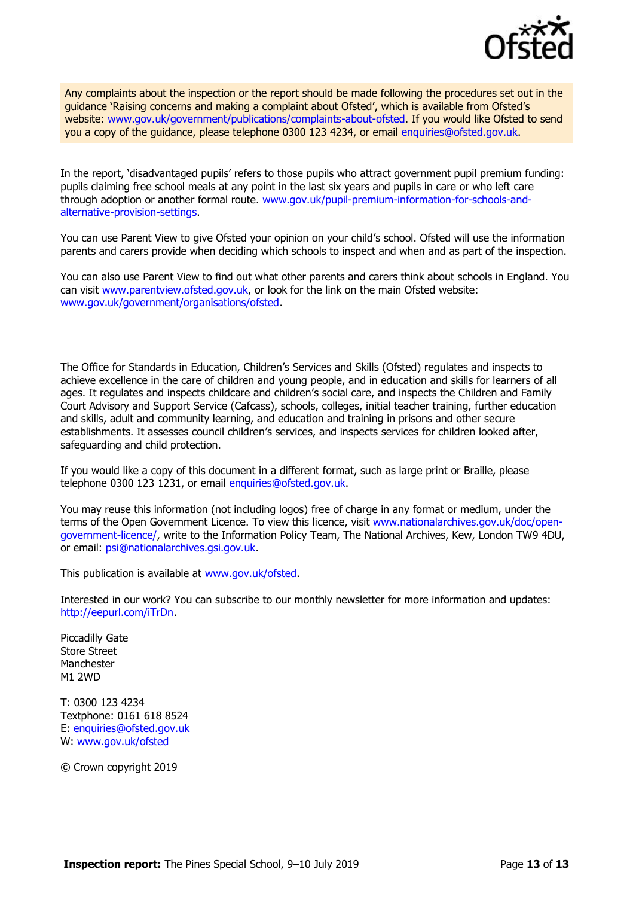Any complaints about the inspection or the report should be made following the procedures set out in the guidance 'Raising concerns and making a complaint about Ofsted', which is available from Ofsted's website: www.gov.uk/government/publications/complaints-about-ofsted. If you would like Ofsted to send you a copy of the guidance, please telephone 0300 123 4234, or email enquiries@ofsted.gov.uk.

In the report, 'disadvantaged pupils' refers to those pupils who attract government pupil premium funding: pupils claiming free school meals at any point in the last six years and pupils in care or who left care through adoption or another formal route. www.gov.uk/pupil-premium-information-for-schools-and-alternative-provision-settings.

You can use Parent View to give Ofsted your opinion on your child's school. Ofsted will use the information parents and carers provide when deciding which schools to inspect and when and as part of the inspection.

You can also use Parent View to find out what other parents and carers think about schools in England. You can visit www.parentview.ofsted.gov.uk, or look for the link on the main Ofsted website: www.gov.uk/government/organisations/ofsted.

The Office for Standards in Education, Children's Services and Skills (Ofsted) regulates and inspects to achieve excellence in the care of children and young people, and in education and skills for learners of all ages. It regulates and inspects childcare and children's social care, and inspects the Children and Family Court Advisory and Support Service (Cafcass), schools, colleges, initial teacher training, further education and skills, adult and community learning, and education and training in prisons and other secure establishments. It assesses council children's services, and inspects services for children looked after, safeguarding and child protection.

If you would like a copy of this document in a different format, such as large print or Braille, please telephone 0300 123 1231, or email enquiries@ofsted.gov.uk.

You may reuse this information (not including logos) free of charge in any format or medium, under the terms of the Open Government Licence. To view this licence, visit www.nationalarchives.gov.uk/doc/open-government-licence/, write to the Information Policy Team, The National Archives, Kew, London TW9 4DU, or email: psi@nationalarchives.gsi.gov.uk.

This publication is available at www.gov.uk/ofsted.

Interested in our work? You can subscribe to our monthly newsletter for more information and updates: http://eepurl.com/iTrDn.

Piccadilly Gate
Store Street
Manchester
M1 2WD

T: 0300 123 4234
Textphone: 0161 618 8524
E: enquiries@ofsted.gov.uk
W: www.gov.uk/ofsted

© Crown copyright 2019